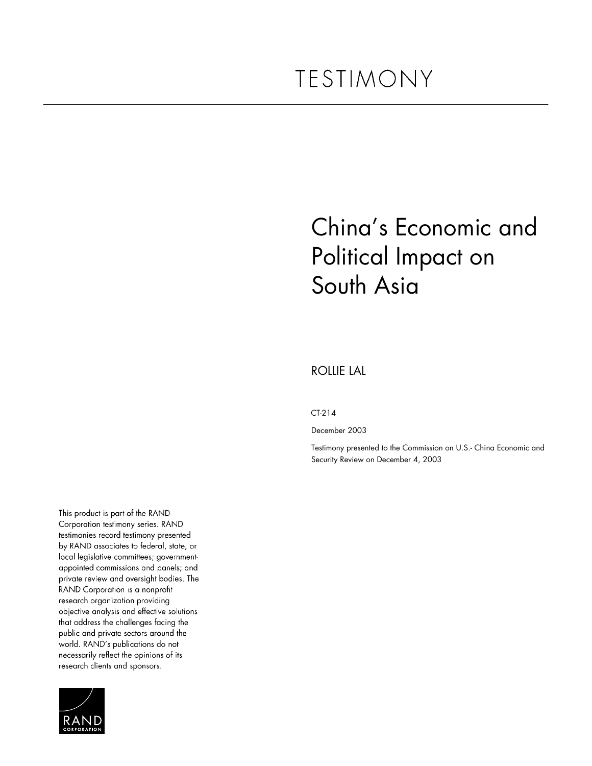# TESTIMONY

# China's Economic and Political Impact on South Asia

ROLLIE LAL

CT-214

December 2003

Testimony presented to the Commission on U.S.- China Economic and Security Review on December 4, 2003

This product is part of the RAND Corporation testimony series. RAND testimonies record testimony presented by RAND associates to federal, state, or local legislative committees; government-appointed commissions and panels; and private review and oversight bodies. The RAND Corporation is a nonprofit research organization providing objective analysis and effective solutions that address the challenges facing the public and private sectors around the world. RAND's publications do not necessarily reflect the opinions of its research clients and sponsors.

RAND CORPORATION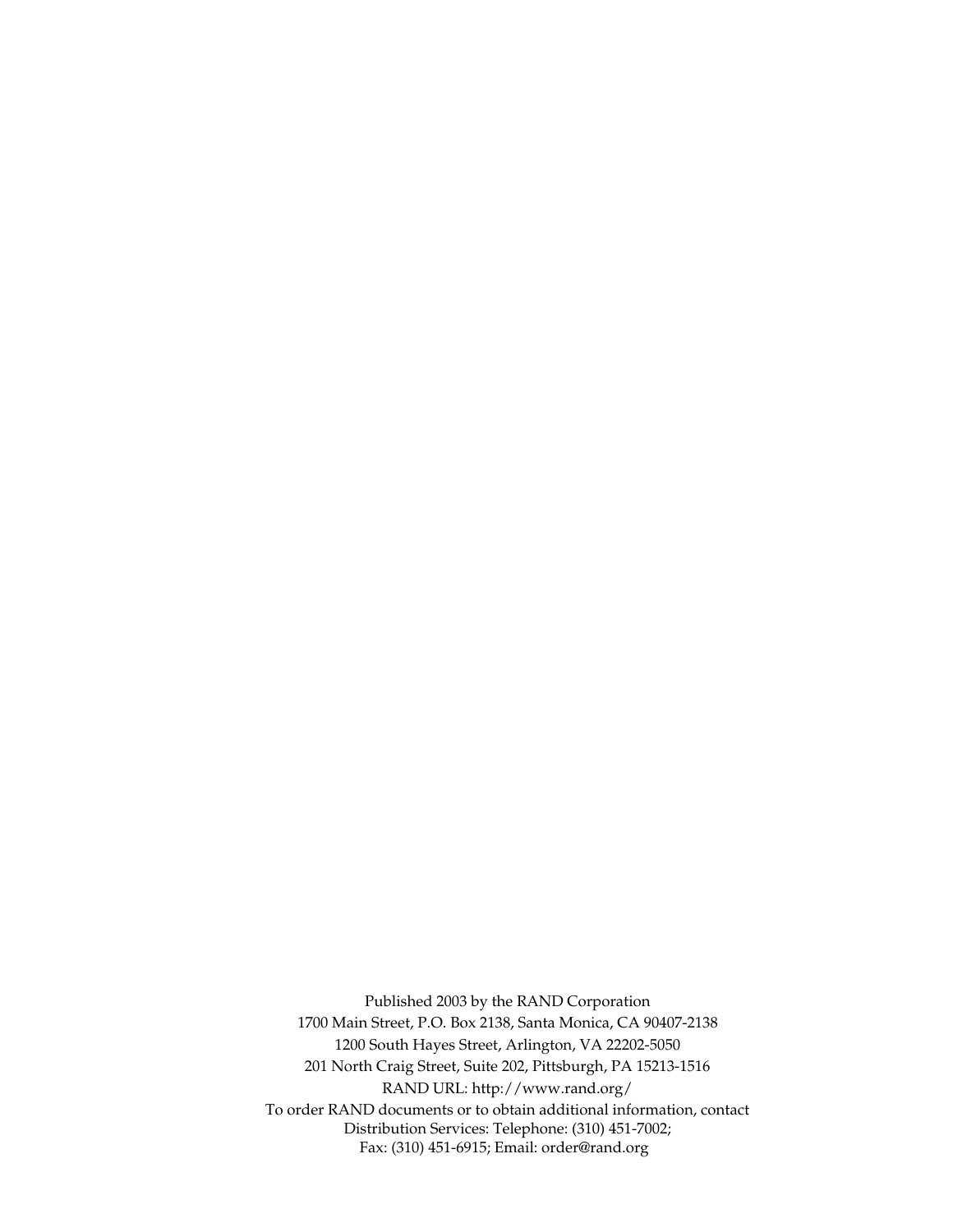Published 2003 by the RAND Corporation
1700 Main Street, P.O. Box 2138, Santa Monica, CA 90407-2138
1200 South Hayes Street, Arlington, VA 22202-5050
201 North Craig Street, Suite 202, Pittsburgh, PA 15213-1516
RAND URL: http://www.rand.org/
To order RAND documents or to obtain additional information, contact
Distribution Services: Telephone: (310) 451-7002;
Fax: (310) 451-6915; Email: order@rand.org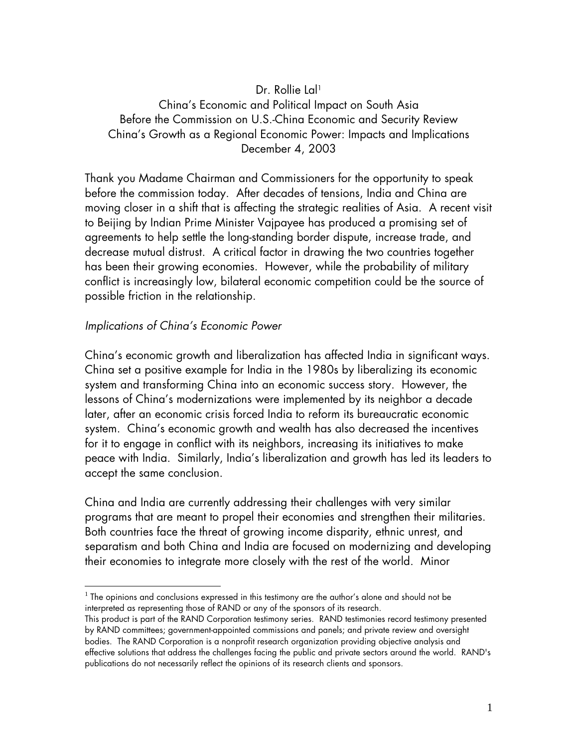Dr. Rollie Lal[1]

China's Economic and Political Impact on South Asia

Before the Commission on U.S.-China Economic and Security Review

China's Growth as a Regional Economic Power: Impacts and Implications

December 4, 2003

Thank you Madame Chairman and Commissioners for the opportunity to speak before the commission today. After decades of tensions, India and China are moving closer in a shift that is affecting the strategic realities of Asia. A recent visit to Beijing by Indian Prime Minister Vajpayee has produced a promising set of agreements to help settle the long-standing border dispute, increase trade, and decrease mutual distrust. A critical factor in drawing the two countries together has been their growing economies. However, while the probability of military conflict is increasingly low, bilateral economic competition could be the source of possible friction in the relationship.

*Implications of China's Economic Power*

China's economic growth and liberalization has affected India in significant ways. China set a positive example for India in the 1980s by liberalizing its economic system and transforming China into an economic success story. However, the lessons of China's modernizations were implemented by its neighbor a decade later, after an economic crisis forced India to reform its bureaucratic economic system. China's economic growth and wealth has also decreased the incentives for it to engage in conflict with its neighbors, increasing its initiatives to make peace with India. Similarly, India's liberalization and growth has led its leaders to accept the same conclusion.

China and India are currently addressing their challenges with very similar programs that are meant to propel their economies and strengthen their militaries. Both countries face the threat of growing income disparity, ethnic unrest, and separatism and both China and India are focused on modernizing and developing their economies to integrate more closely with the rest of the world. Minor

[1] The opinions and conclusions expressed in this testimony are the author's alone and should not be interpreted as representing those of RAND or any of the sponsors of its research.
This product is part of the RAND Corporation testimony series. RAND testimonies record testimony presented by RAND committees; government-appointed commissions and panels; and private review and oversight bodies. The RAND Corporation is a nonprofit research organization providing objective analysis and effective solutions that address the challenges facing the public and private sectors around the world. RAND's publications do not necessarily reflect the opinions of its research clients and sponsors.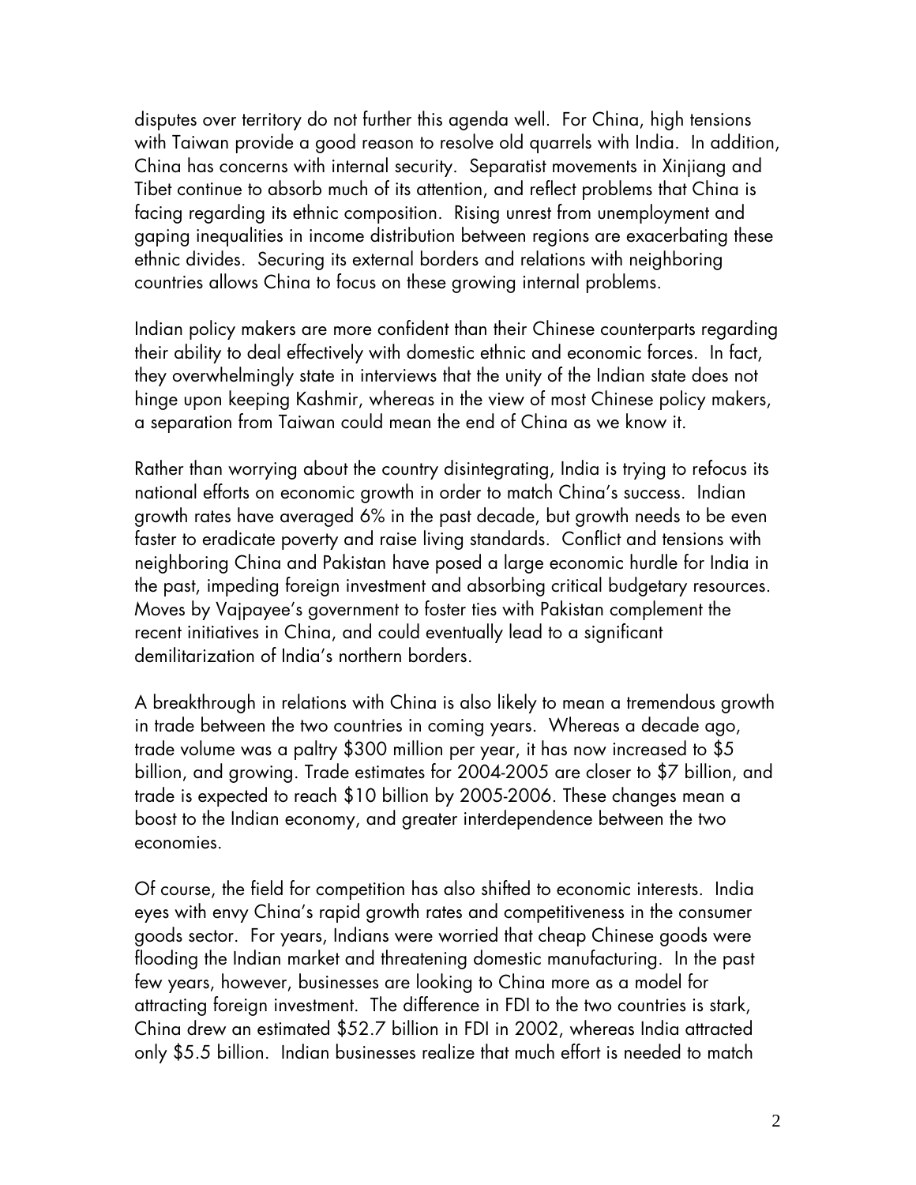disputes over territory do not further this agenda well. For China, high tensions with Taiwan provide a good reason to resolve old quarrels with India. In addition, China has concerns with internal security. Separatist movements in Xinjiang and Tibet continue to absorb much of its attention, and reflect problems that China is facing regarding its ethnic composition. Rising unrest from unemployment and gaping inequalities in income distribution between regions are exacerbating these ethnic divides. Securing its external borders and relations with neighboring countries allows China to focus on these growing internal problems.

Indian policy makers are more confident than their Chinese counterparts regarding their ability to deal effectively with domestic ethnic and economic forces. In fact, they overwhelmingly state in interviews that the unity of the Indian state does not hinge upon keeping Kashmir, whereas in the view of most Chinese policy makers, a separation from Taiwan could mean the end of China as we know it.

Rather than worrying about the country disintegrating, India is trying to refocus its national efforts on economic growth in order to match China's success. Indian growth rates have averaged 6% in the past decade, but growth needs to be even faster to eradicate poverty and raise living standards. Conflict and tensions with neighboring China and Pakistan have posed a large economic hurdle for India in the past, impeding foreign investment and absorbing critical budgetary resources. Moves by Vajpayee's government to foster ties with Pakistan complement the recent initiatives in China, and could eventually lead to a significant demilitarization of India's northern borders.

A breakthrough in relations with China is also likely to mean a tremendous growth in trade between the two countries in coming years. Whereas a decade ago, trade volume was a paltry $300 million per year, it has now increased to $5 billion, and growing. Trade estimates for 2004-2005 are closer to $7 billion, and trade is expected to reach $10 billion by 2005-2006. These changes mean a boost to the Indian economy, and greater interdependence between the two economies.

Of course, the field for competition has also shifted to economic interests. India eyes with envy China's rapid growth rates and competitiveness in the consumer goods sector. For years, Indians were worried that cheap Chinese goods were flooding the Indian market and threatening domestic manufacturing. In the past few years, however, businesses are looking to China more as a model for attracting foreign investment. The difference in FDI to the two countries is stark, China drew an estimated $52.7 billion in FDI in 2002, whereas India attracted only $5.5 billion. Indian businesses realize that much effort is needed to match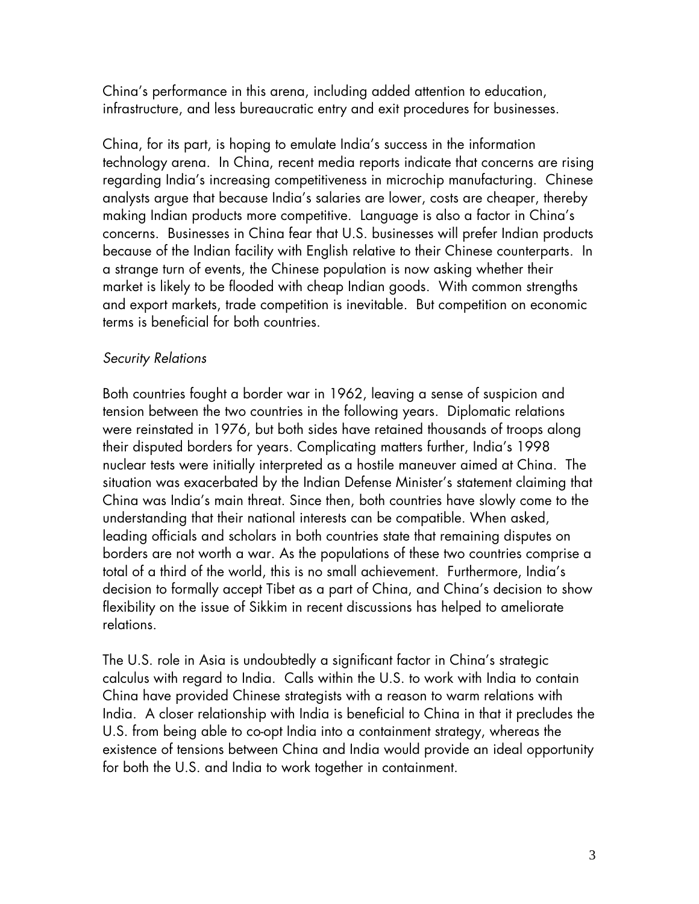China's performance in this arena, including added attention to education, infrastructure, and less bureaucratic entry and exit procedures for businesses.

China, for its part, is hoping to emulate India's success in the information technology arena. In China, recent media reports indicate that concerns are rising regarding India's increasing competitiveness in microchip manufacturing. Chinese analysts argue that because India's salaries are lower, costs are cheaper, thereby making Indian products more competitive. Language is also a factor in China's concerns. Businesses in China fear that U.S. businesses will prefer Indian products because of the Indian facility with English relative to their Chinese counterparts. In a strange turn of events, the Chinese population is now asking whether their market is likely to be flooded with cheap Indian goods. With common strengths and export markets, trade competition is inevitable. But competition on economic terms is beneficial for both countries.

*Security Relations*

Both countries fought a border war in 1962, leaving a sense of suspicion and tension between the two countries in the following years. Diplomatic relations were reinstated in 1976, but both sides have retained thousands of troops along their disputed borders for years. Complicating matters further, India's 1998 nuclear tests were initially interpreted as a hostile maneuver aimed at China. The situation was exacerbated by the Indian Defense Minister's statement claiming that China was India's main threat. Since then, both countries have slowly come to the understanding that their national interests can be compatible. When asked, leading officials and scholars in both countries state that remaining disputes on borders are not worth a war. As the populations of these two countries comprise a total of a third of the world, this is no small achievement. Furthermore, India's decision to formally accept Tibet as a part of China, and China's decision to show flexibility on the issue of Sikkim in recent discussions has helped to ameliorate relations.

The U.S. role in Asia is undoubtedly a significant factor in China's strategic calculus with regard to India. Calls within the U.S. to work with India to contain China have provided Chinese strategists with a reason to warm relations with India. A closer relationship with India is beneficial to China in that it precludes the U.S. from being able to co-opt India into a containment strategy, whereas the existence of tensions between China and India would provide an ideal opportunity for both the U.S. and India to work together in containment.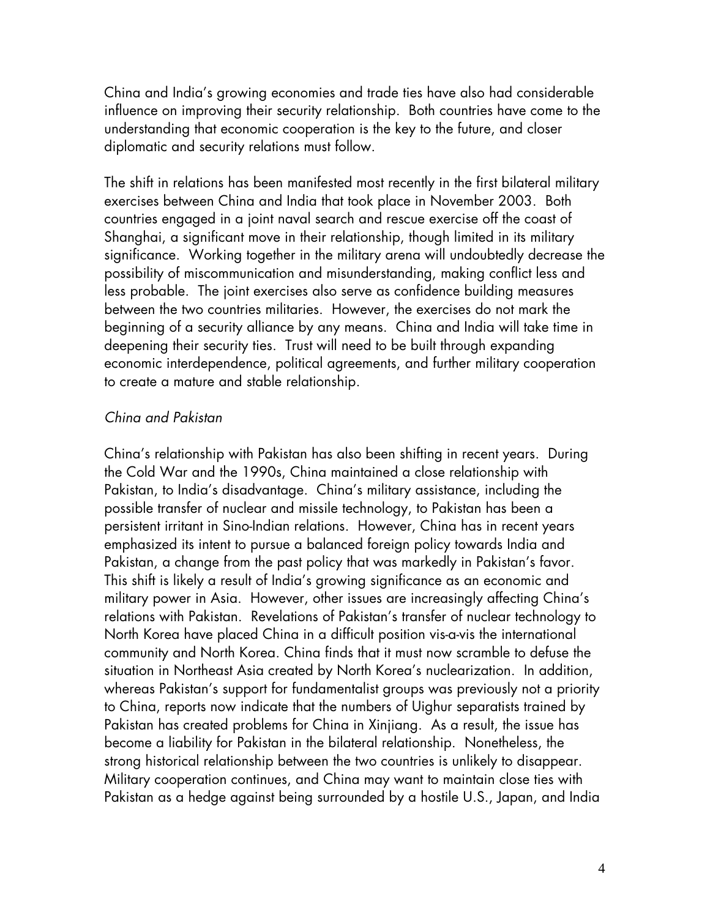China and India's growing economies and trade ties have also had considerable influence on improving their security relationship. Both countries have come to the understanding that economic cooperation is the key to the future, and closer diplomatic and security relations must follow.

The shift in relations has been manifested most recently in the first bilateral military exercises between China and India that took place in November 2003. Both countries engaged in a joint naval search and rescue exercise off the coast of Shanghai, a significant move in their relationship, though limited in its military significance. Working together in the military arena will undoubtedly decrease the possibility of miscommunication and misunderstanding, making conflict less and less probable. The joint exercises also serve as confidence building measures between the two countries militaries. However, the exercises do not mark the beginning of a security alliance by any means. China and India will take time in deepening their security ties. Trust will need to be built through expanding economic interdependence, political agreements, and further military cooperation to create a mature and stable relationship.

*China and Pakistan*

China's relationship with Pakistan has also been shifting in recent years. During the Cold War and the 1990s, China maintained a close relationship with Pakistan, to India's disadvantage. China's military assistance, including the possible transfer of nuclear and missile technology, to Pakistan has been a persistent irritant in Sino-Indian relations. However, China has in recent years emphasized its intent to pursue a balanced foreign policy towards India and Pakistan, a change from the past policy that was markedly in Pakistan's favor. This shift is likely a result of India's growing significance as an economic and military power in Asia. However, other issues are increasingly affecting China's relations with Pakistan. Revelations of Pakistan's transfer of nuclear technology to North Korea have placed China in a difficult position vis-a-vis the international community and North Korea. China finds that it must now scramble to defuse the situation in Northeast Asia created by North Korea's nuclearization. In addition, whereas Pakistan's support for fundamentalist groups was previously not a priority to China, reports now indicate that the numbers of Uighur separatists trained by Pakistan has created problems for China in Xinjiang. As a result, the issue has become a liability for Pakistan in the bilateral relationship. Nonetheless, the strong historical relationship between the two countries is unlikely to disappear. Military cooperation continues, and China may want to maintain close ties with Pakistan as a hedge against being surrounded by a hostile U.S., Japan, and India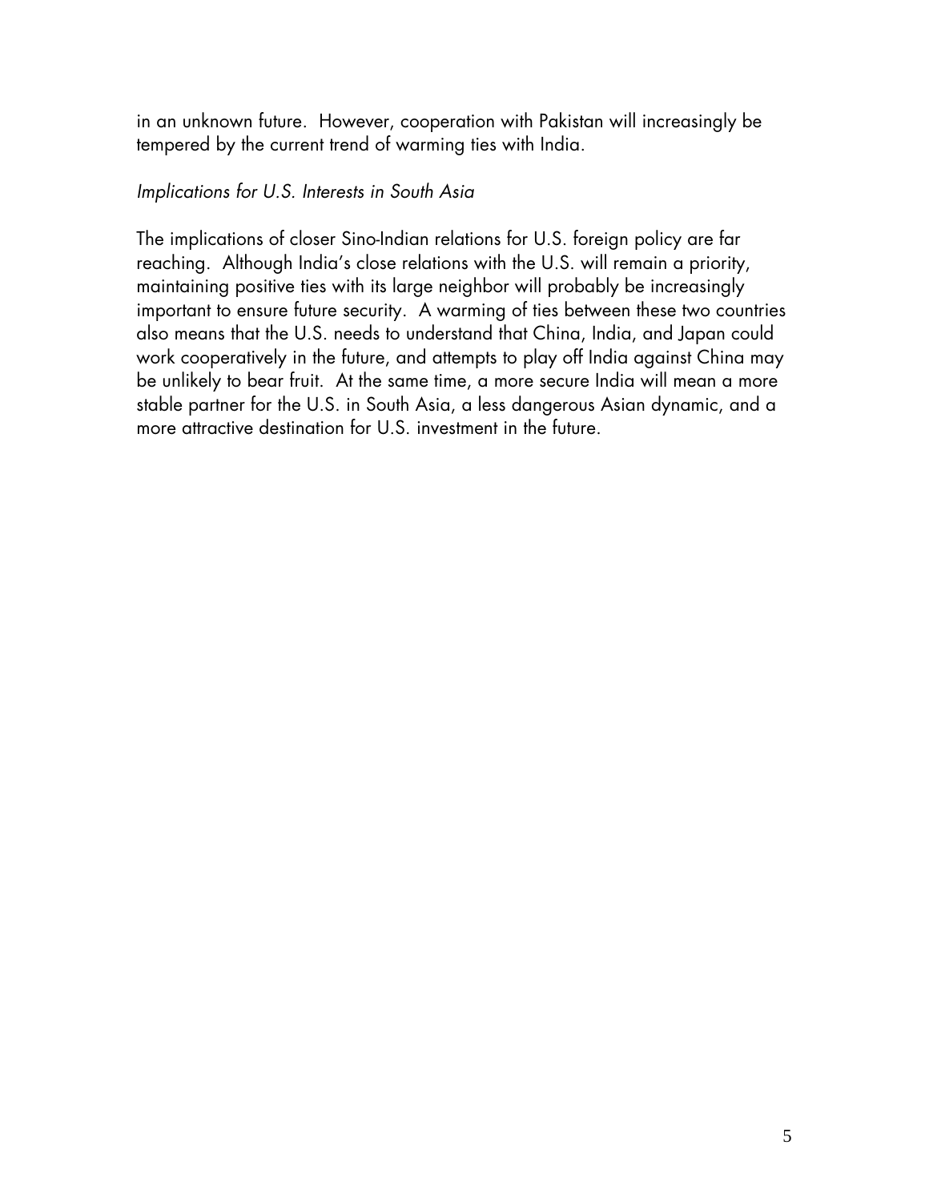in an unknown future. However, cooperation with Pakistan will increasingly be tempered by the current trend of warming ties with India.

*Implications for U.S. Interests in South Asia*

The implications of closer Sino-Indian relations for U.S. foreign policy are far reaching. Although India's close relations with the U.S. will remain a priority, maintaining positive ties with its large neighbor will probably be increasingly important to ensure future security. A warming of ties between these two countries also means that the U.S. needs to understand that China, India, and Japan could work cooperatively in the future, and attempts to play off India against China may be unlikely to bear fruit. At the same time, a more secure India will mean a more stable partner for the U.S. in South Asia, a less dangerous Asian dynamic, and a more attractive destination for U.S. investment in the future.